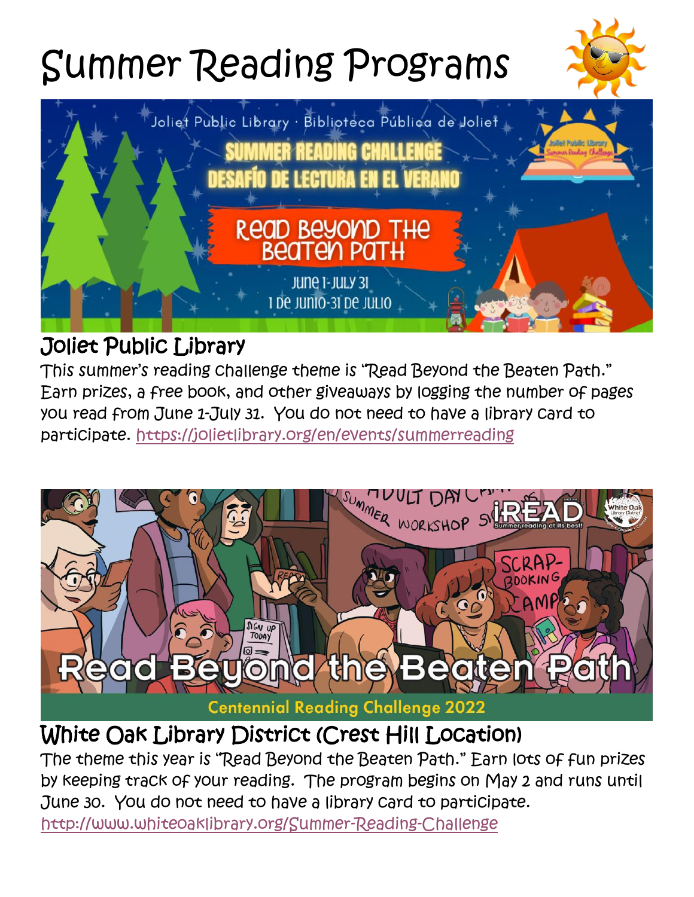# Summer Reading Programs

## Joliet Public Library

This summer's reading challenge theme is "Read Beyond the Beaten Path." Earn prizes, a free book, and other giveaways by logging the number of pages you read from June 1-July 31. You do not need to have a library card to participate. https://jolietlibrary.org/en/events/summerreading

## White Oak Library District (Crest Hill Location)

The theme this year is "Read Beyond the Beaten Path." Earn lots of fun prizes by keeping track of your reading. The program begins on May 2 and runs until June 30. You do not need to have a library card to participate.
http://www.whiteoaklibrary.org/Summer-Reading-Challenge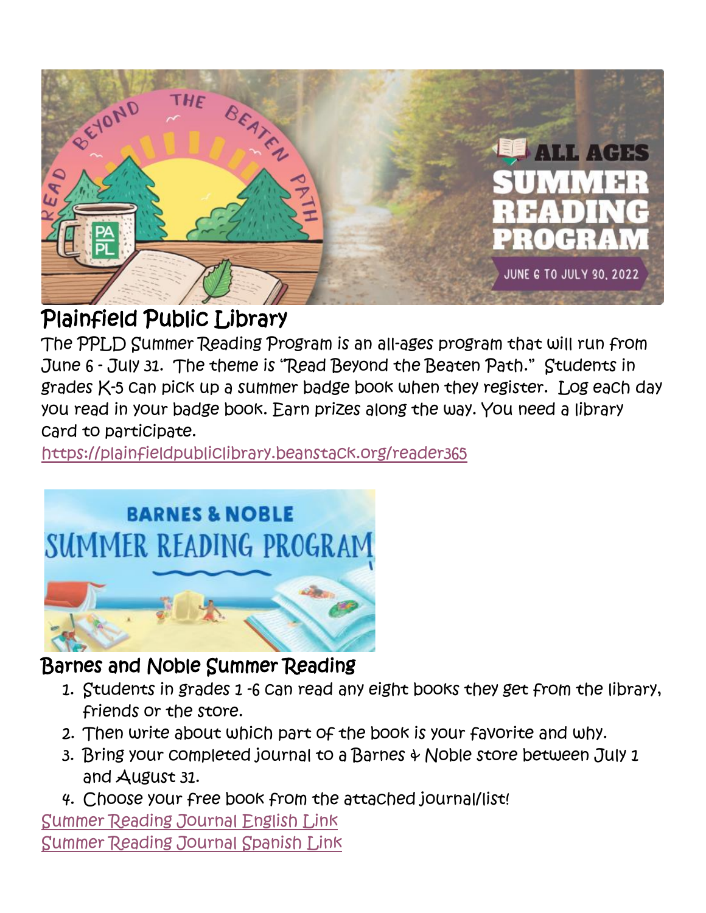## Plainfield Public Library

The PPLD Summer Reading Program is an all-ages program that will run from June 6 - July 31. The theme is "Read Beyond the Beaten Path." Students in grades K-5 can pick up a summer badge book when they register. Log each day you read in your badge book. Earn prizes along the way. You need a library card to participate.

https://plainfieldpubliclibrary.beanstack.org/reader365

## Barnes and Noble Summer Reading

1. Students in grades 1 -6 can read any eight books they get from the library, friends or the store.
2. Then write about which part of the book is your favorite and why.
3. Bring your completed journal to a Barnes & Noble store between July 1 and August 31.
4. Choose your free book from the attached journal/list!

Summer Reading Journal English Link

Summer Reading Journal Spanish Link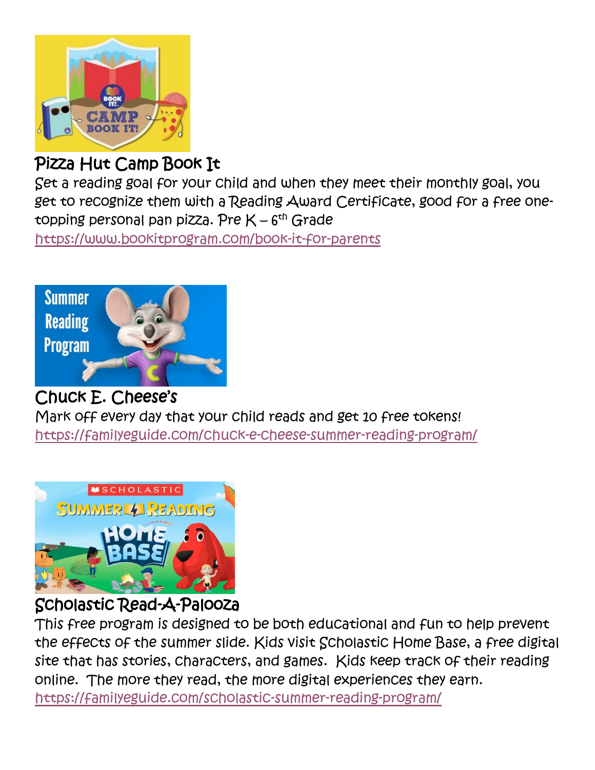## Pizza Hut Camp Book It

Set a reading goal for your child and when they meet their monthly goal, you get to recognize them with a Reading Award Certificate, good for a free one-topping personal pan pizza. Pre K – 6th Grade

https://www.bookitprogram.com/book-it-for-parents

## Chuck E. Cheese's

Mark off every day that your child reads and get 10 free tokens!

https://familyeguide.com/chuck-e-cheese-summer-reading-program/

## Scholastic Read-A-Palooza

This free program is designed to be both educational and fun to help prevent the effects of the summer slide. Kids visit Scholastic Home Base, a free digital site that has stories, characters, and games. Kids keep track of their reading online. The more they read, the more digital experiences they earn.

https://familyeguide.com/scholastic-summer-reading-program/